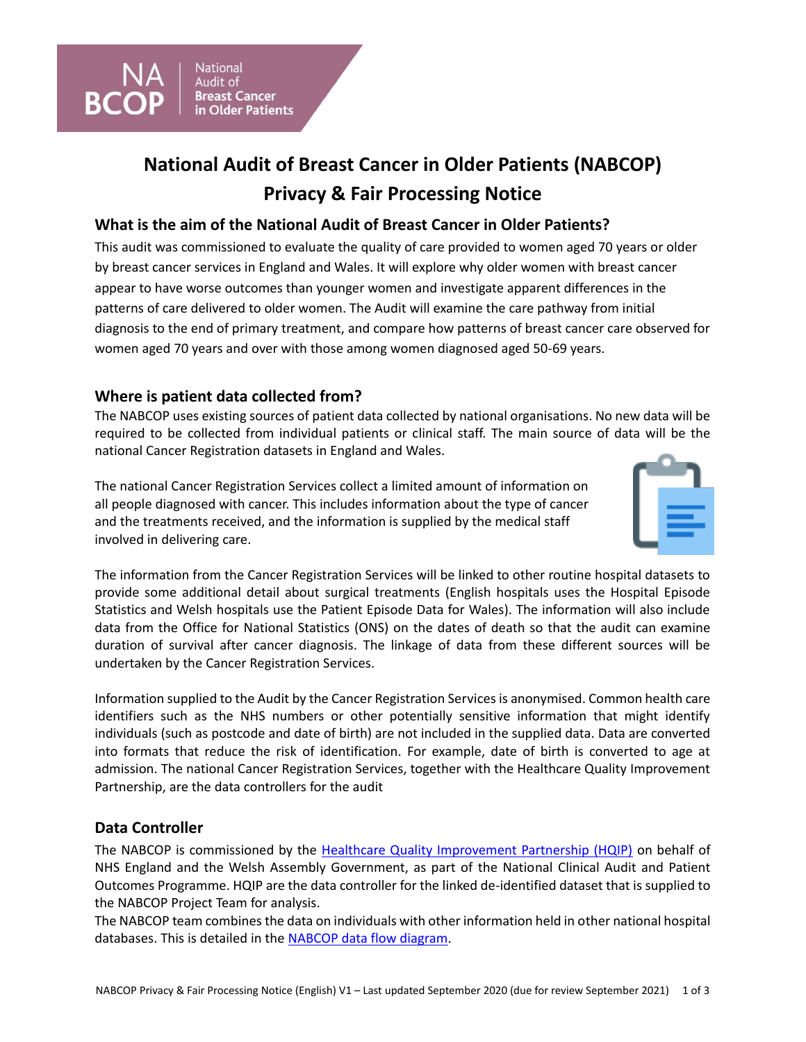# National Audit of Breast Cancer in Older Patients (NABCOP)
# Privacy & Fair Processing Notice

## What is the aim of the National Audit of Breast Cancer in Older Patients?

This audit was commissioned to evaluate the quality of care provided to women aged 70 years or older by breast cancer services in England and Wales. It will explore why older women with breast cancer appear to have worse outcomes than younger women and investigate apparent differences in the patterns of care delivered to older women. The Audit will examine the care pathway from initial diagnosis to the end of primary treatment, and compare how patterns of breast cancer care observed for women aged 70 years and over with those among women diagnosed aged 50-69 years.

## Where is patient data collected from?

The NABCOP uses existing sources of patient data collected by national organisations. No new data will be required to be collected from individual patients or clinical staff. The main source of data will be the national Cancer Registration datasets in England and Wales.

The national Cancer Registration Services collect a limited amount of information on all people diagnosed with cancer. This includes information about the type of cancer and the treatments received, and the information is supplied by the medical staff involved in delivering care.

The information from the Cancer Registration Services will be linked to other routine hospital datasets to provide some additional detail about surgical treatments (English hospitals uses the Hospital Episode Statistics and Welsh hospitals use the Patient Episode Data for Wales). The information will also include data from the Office for National Statistics (ONS) on the dates of death so that the audit can examine duration of survival after cancer diagnosis. The linkage of data from these different sources will be undertaken by the Cancer Registration Services.

Information supplied to the Audit by the Cancer Registration Services is anonymised. Common health care identifiers such as the NHS numbers or other potentially sensitive information that might identify individuals (such as postcode and date of birth) are not included in the supplied data. Data are converted into formats that reduce the risk of identification. For example, date of birth is converted to age at admission. The national Cancer Registration Services, together with the Healthcare Quality Improvement Partnership, are the data controllers for the audit

## Data Controller

The NABCOP is commissioned by the Healthcare Quality Improvement Partnership (HQIP) on behalf of NHS England and the Welsh Assembly Government, as part of the National Clinical Audit and Patient Outcomes Programme. HQIP are the data controller for the linked de-identified dataset that is supplied to the NABCOP Project Team for analysis.

The NABCOP team combines the data on individuals with other information held in other national hospital databases. This is detailed in the NABCOP data flow diagram.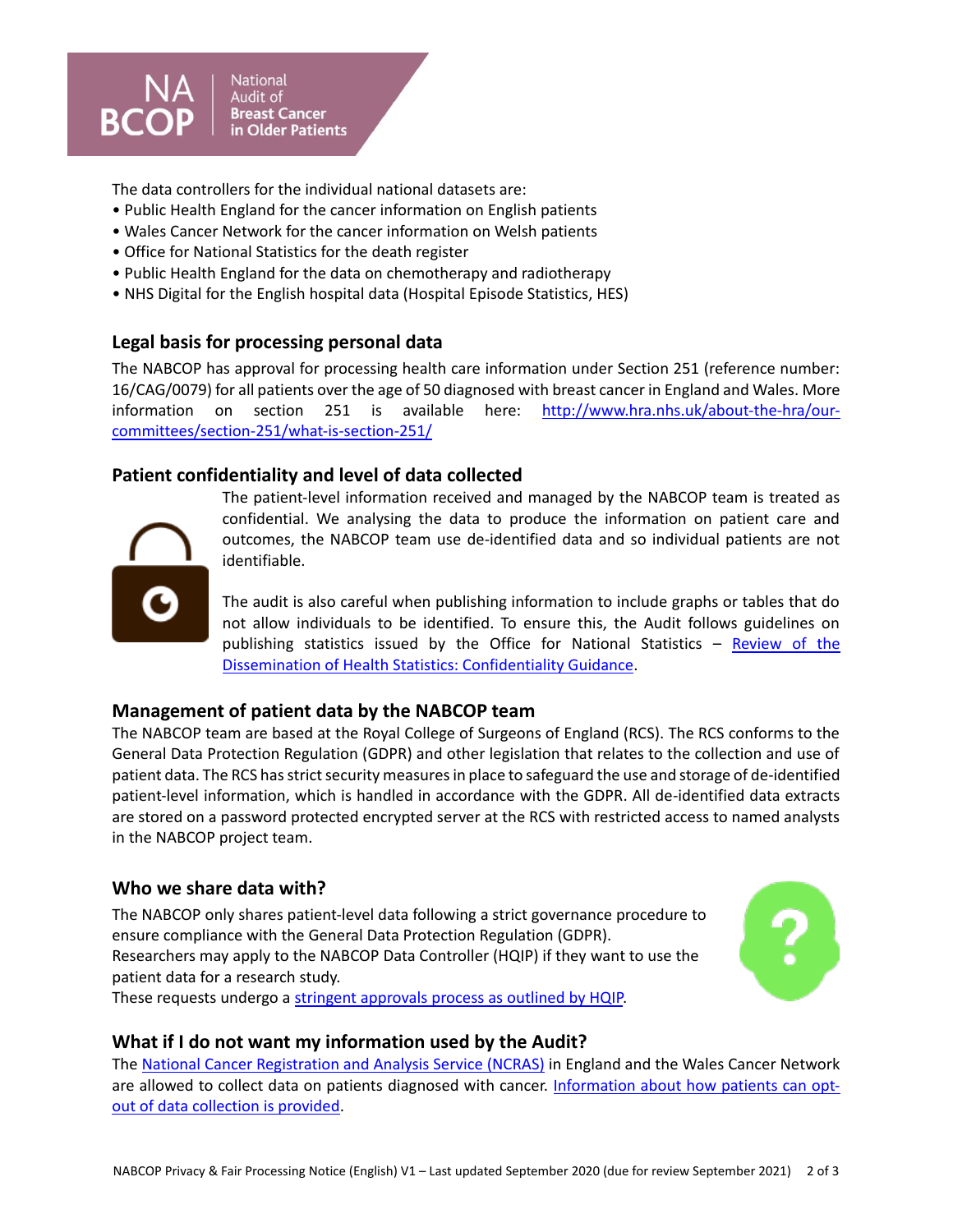The data controllers for the individual national datasets are:

- Public Health England for the cancer information on English patients
- Wales Cancer Network for the cancer information on Welsh patients
- Office for National Statistics for the death register
- Public Health England for the data on chemotherapy and radiotherapy
- NHS Digital for the English hospital data (Hospital Episode Statistics, HES)

## Legal basis for processing personal data

The NABCOP has approval for processing health care information under Section 251 (reference number: 16/CAG/0079) for all patients over the age of 50 diagnosed with breast cancer in England and Wales. More information on section 251 is available here: http://www.hra.nhs.uk/about-the-hra/our-committees/section-251/what-is-section-251/

## Patient confidentiality and level of data collected

The patient-level information received and managed by the NABCOP team is treated as confidential. We analysing the data to produce the information on patient care and outcomes, the NABCOP team use de-identified data and so individual patients are not identifiable.

The audit is also careful when publishing information to include graphs or tables that do not allow individuals to be identified. To ensure this, the Audit follows guidelines on publishing statistics issued by the Office for National Statistics – Review of the Dissemination of Health Statistics: Confidentiality Guidance.

## Management of patient data by the NABCOP team

The NABCOP team are based at the Royal College of Surgeons of England (RCS). The RCS conforms to the General Data Protection Regulation (GDPR) and other legislation that relates to the collection and use of patient data. The RCS has strict security measures in place to safeguard the use and storage of de-identified patient-level information, which is handled in accordance with the GDPR. All de-identified data extracts are stored on a password protected encrypted server at the RCS with restricted access to named analysts in the NABCOP project team.

## Who we share data with?

The NABCOP only shares patient-level data following a strict governance procedure to ensure compliance with the General Data Protection Regulation (GDPR).
Researchers may apply to the NABCOP Data Controller (HQIP) if they want to use the patient data for a research study.
These requests undergo a stringent approvals process as outlined by HQIP.

## What if I do not want my information used by the Audit?

The National Cancer Registration and Analysis Service (NCRAS) in England and the Wales Cancer Network are allowed to collect data on patients diagnosed with cancer. Information about how patients can opt-out of data collection is provided.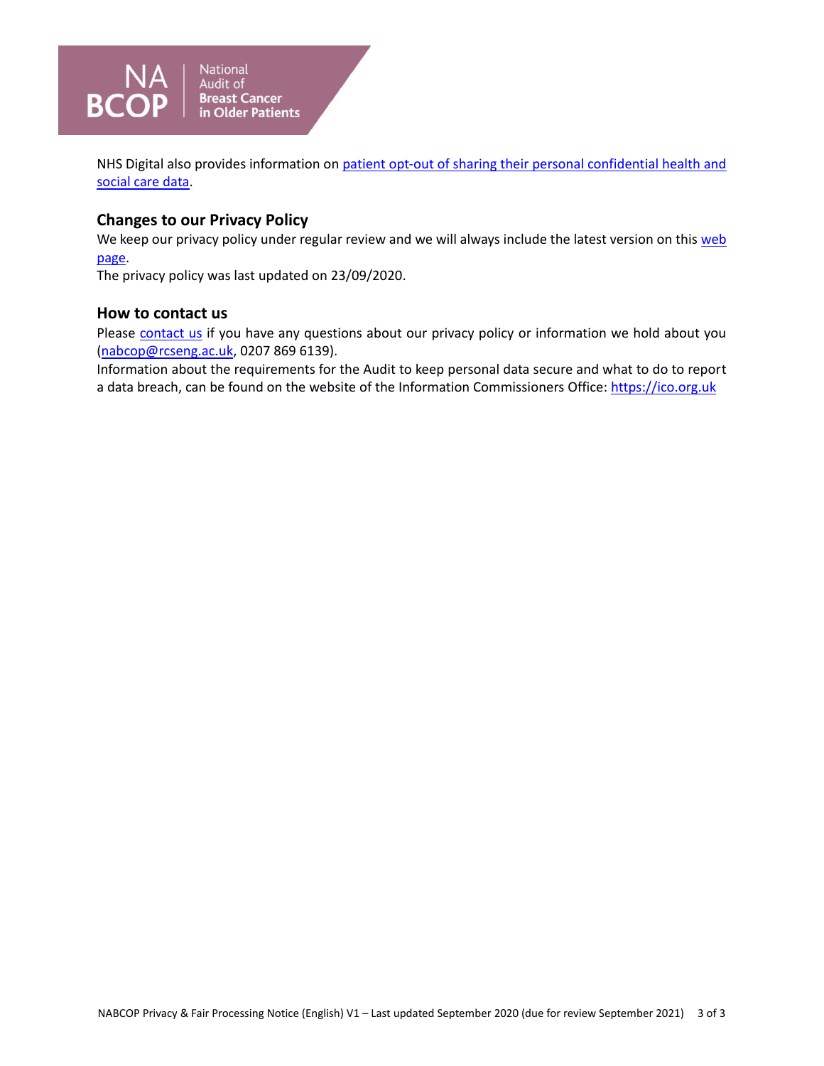NHS Digital also provides information on patient opt-out of sharing their personal confidential health and social care data.

## Changes to our Privacy Policy

We keep our privacy policy under regular review and we will always include the latest version on this web page.

The privacy policy was last updated on 23/09/2020.

## How to contact us

Please contact us if you have any questions about our privacy policy or information we hold about you (nabcop@rcseng.ac.uk, 0207 869 6139).

Information about the requirements for the Audit to keep personal data secure and what to do to report a data breach, can be found on the website of the Information Commissioners Office: https://ico.org.uk